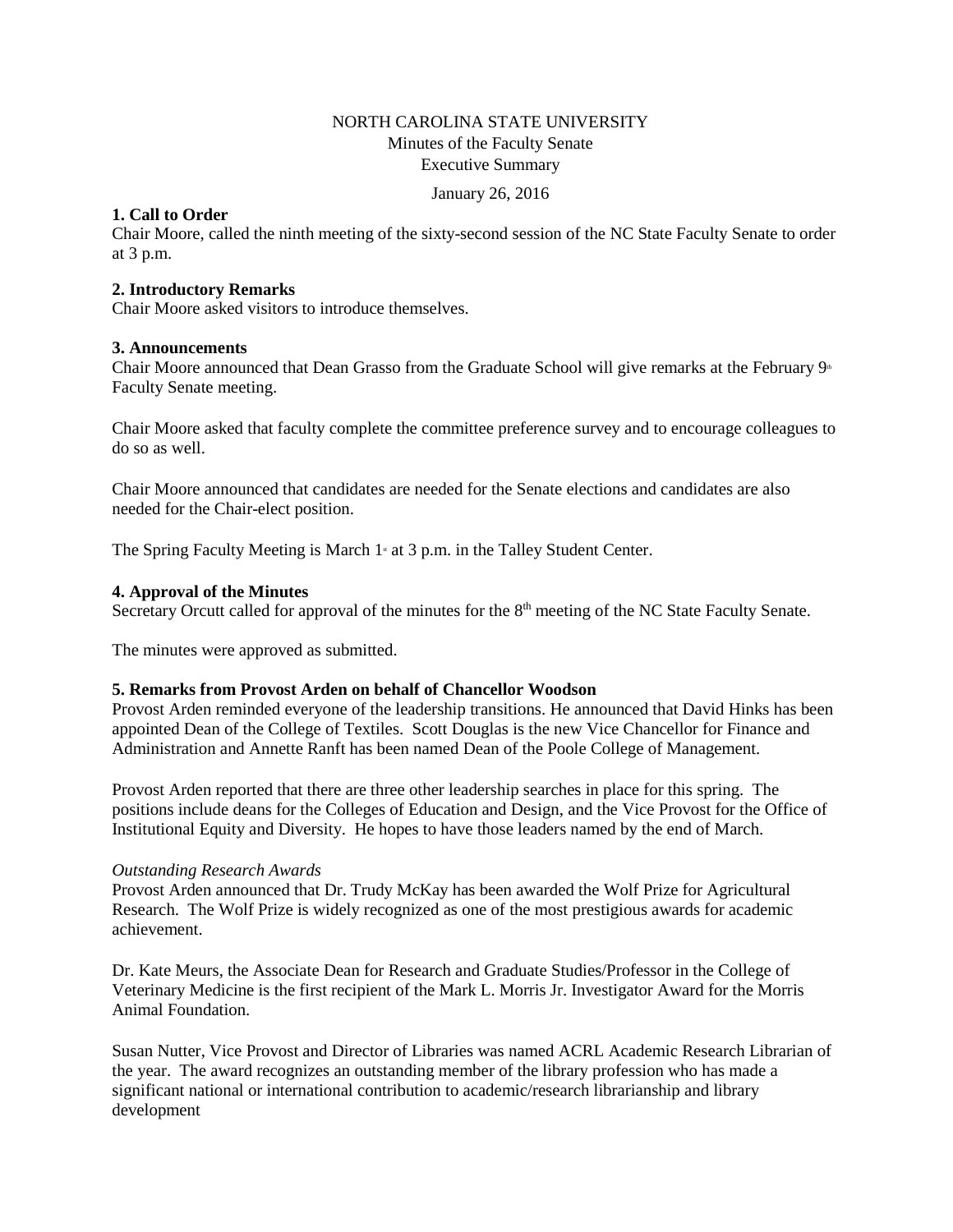NORTH CAROLINA STATE UNIVERSITY
Minutes of the Faculty Senate
Executive Summary

January 26, 2016

**1. Call to Order**
Chair Moore, called the ninth meeting of the sixty-second session of the NC State Faculty Senate to order at 3 p.m.

**2. Introductory Remarks**
Chair Moore asked visitors to introduce themselves.

**3. Announcements**
Chair Moore announced that Dean Grasso from the Graduate School will give remarks at the February 9th Faculty Senate meeting.

Chair Moore asked that faculty complete the committee preference survey and to encourage colleagues to do so as well.

Chair Moore announced that candidates are needed for the Senate elections and candidates are also needed for the Chair-elect position.

The Spring Faculty Meeting is March 1st at 3 p.m. in the Talley Student Center.

**4. Approval of the Minutes**
Secretary Orcutt called for approval of the minutes for the 8th meeting of the NC State Faculty Senate.

The minutes were approved as submitted.

**5. Remarks from Provost Arden on behalf of Chancellor Woodson**
Provost Arden reminded everyone of the leadership transitions. He announced that David Hinks has been appointed Dean of the College of Textiles. Scott Douglas is the new Vice Chancellor for Finance and Administration and Annette Ranft has been named Dean of the Poole College of Management.

Provost Arden reported that there are three other leadership searches in place for this spring. The positions include deans for the Colleges of Education and Design, and the Vice Provost for the Office of Institutional Equity and Diversity. He hopes to have those leaders named by the end of March.

*Outstanding Research Awards*
Provost Arden announced that Dr. Trudy McKay has been awarded the Wolf Prize for Agricultural Research. The Wolf Prize is widely recognized as one of the most prestigious awards for academic achievement.

Dr. Kate Meurs, the Associate Dean for Research and Graduate Studies/Professor in the College of Veterinary Medicine is the first recipient of the Mark L. Morris Jr. Investigator Award for the Morris Animal Foundation.

Susan Nutter, Vice Provost and Director of Libraries was named ACRL Academic Research Librarian of the year. The award recognizes an outstanding member of the library profession who has made a significant national or international contribution to academic/research librarianship and library development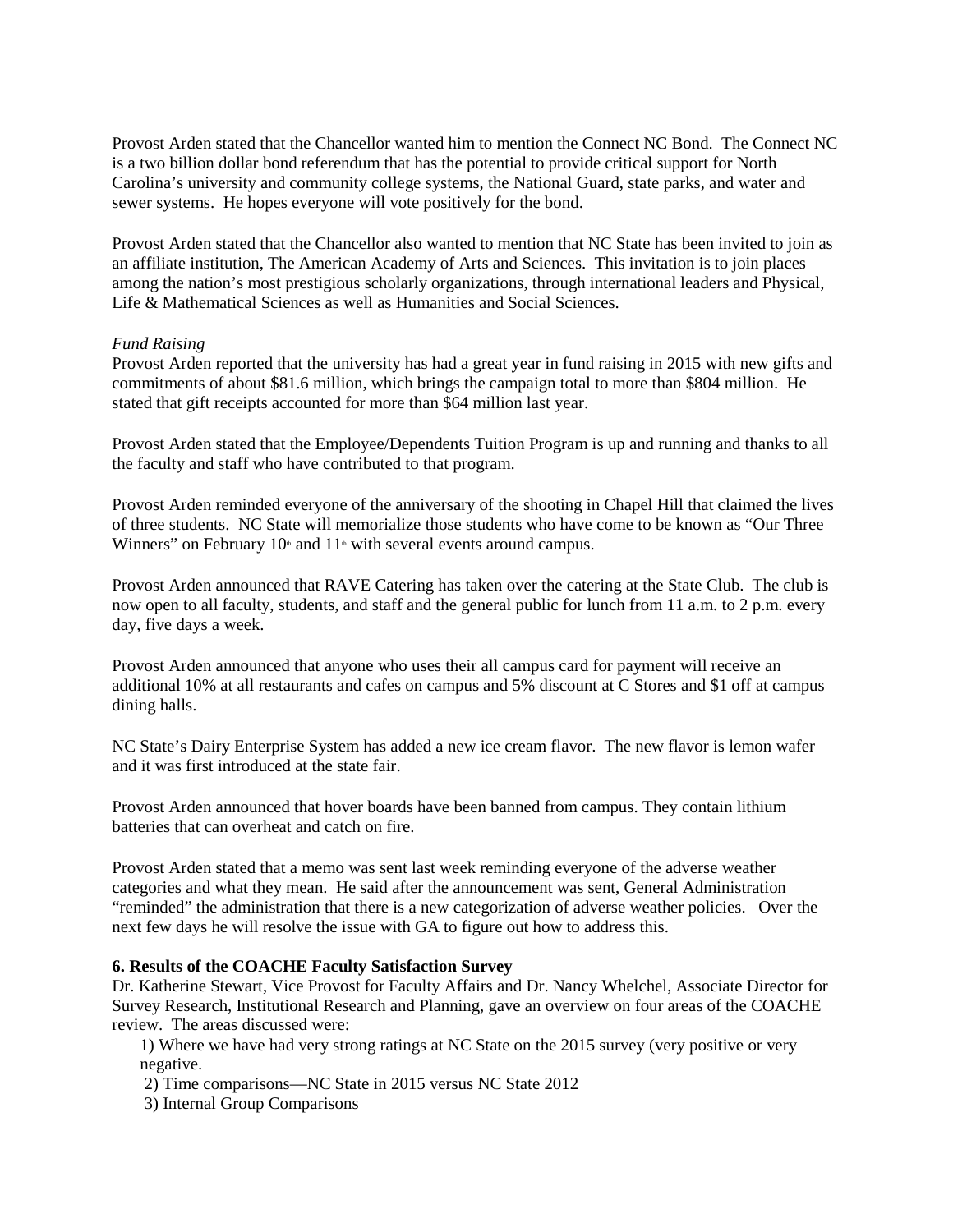Provost Arden stated that the Chancellor wanted him to mention the Connect NC Bond. The Connect NC is a two billion dollar bond referendum that has the potential to provide critical support for North Carolina's university and community college systems, the National Guard, state parks, and water and sewer systems. He hopes everyone will vote positively for the bond.

Provost Arden stated that the Chancellor also wanted to mention that NC State has been invited to join as an affiliate institution, The American Academy of Arts and Sciences. This invitation is to join places among the nation's most prestigious scholarly organizations, through international leaders and Physical, Life & Mathematical Sciences as well as Humanities and Social Sciences.

*Fund Raising*
Provost Arden reported that the university has had a great year in fund raising in 2015 with new gifts and commitments of about $81.6 million, which brings the campaign total to more than $804 million. He stated that gift receipts accounted for more than $64 million last year.

Provost Arden stated that the Employee/Dependents Tuition Program is up and running and thanks to all the faculty and staff who have contributed to that program.

Provost Arden reminded everyone of the anniversary of the shooting in Chapel Hill that claimed the lives of three students. NC State will memorialize those students who have come to be known as "Our Three Winners" on February 10th and 11th with several events around campus.

Provost Arden announced that RAVE Catering has taken over the catering at the State Club. The club is now open to all faculty, students, and staff and the general public for lunch from 11 a.m. to 2 p.m. every day, five days a week.

Provost Arden announced that anyone who uses their all campus card for payment will receive an additional 10% at all restaurants and cafes on campus and 5% discount at C Stores and $1 off at campus dining halls.

NC State's Dairy Enterprise System has added a new ice cream flavor. The new flavor is lemon wafer and it was first introduced at the state fair.

Provost Arden announced that hover boards have been banned from campus. They contain lithium batteries that can overheat and catch on fire.

Provost Arden stated that a memo was sent last week reminding everyone of the adverse weather categories and what they mean. He said after the announcement was sent, General Administration "reminded" the administration that there is a new categorization of adverse weather policies. Over the next few days he will resolve the issue with GA to figure out how to address this.

**6. Results of the COACHE Faculty Satisfaction Survey**
Dr. Katherine Stewart, Vice Provost for Faculty Affairs and Dr. Nancy Whelchel, Associate Director for Survey Research, Institutional Research and Planning, gave an overview on four areas of the COACHE review. The areas discussed were:

1) Where we have had very strong ratings at NC State on the 2015 survey (very positive or very negative.
2) Time comparisons—NC State in 2015 versus NC State 2012
3) Internal Group Comparisons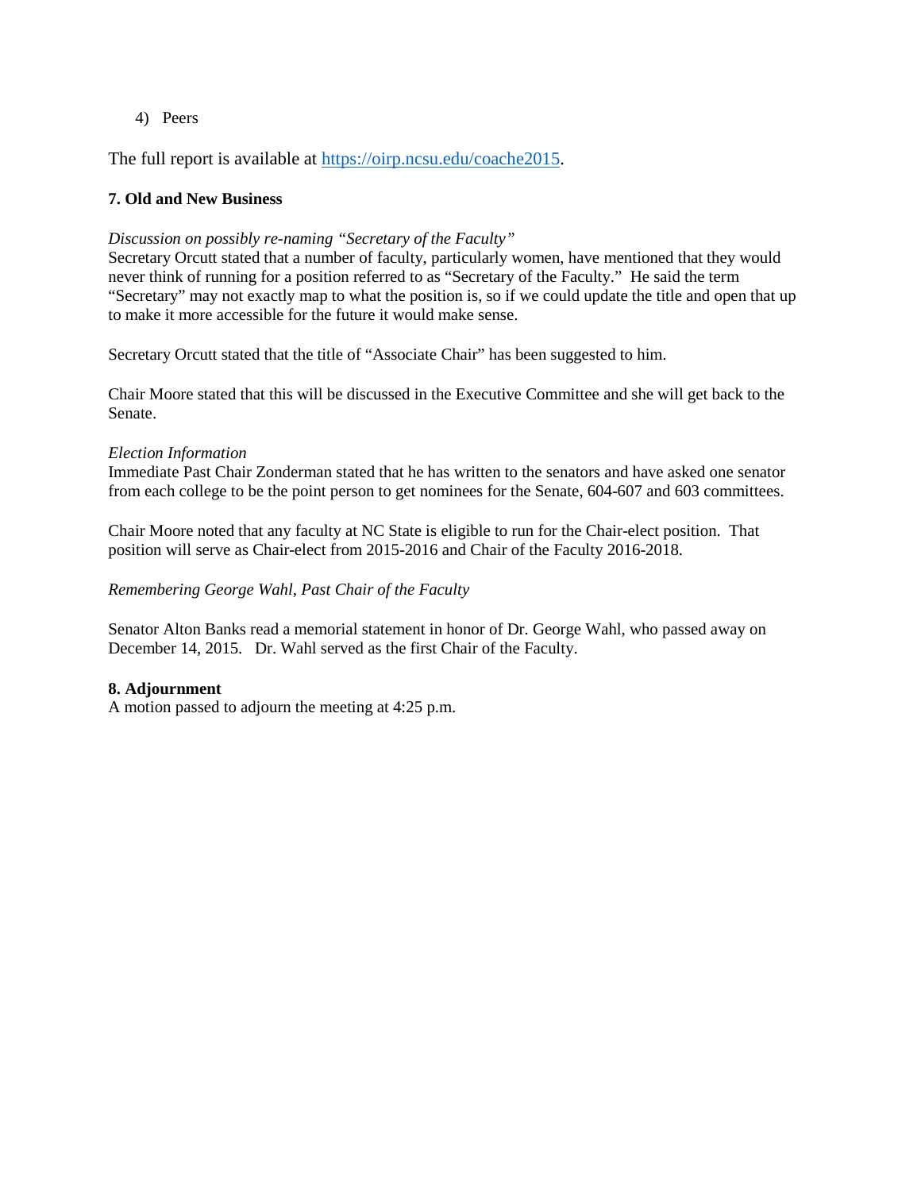4) Peers

The full report is available at https://oirp.ncsu.edu/coache2015.

**7. Old and New Business**

*Discussion on possibly re-naming "Secretary of the Faculty"*
Secretary Orcutt stated that a number of faculty, particularly women, have mentioned that they would never think of running for a position referred to as "Secretary of the Faculty." He said the term "Secretary" may not exactly map to what the position is, so if we could update the title and open that up to make it more accessible for the future it would make sense.

Secretary Orcutt stated that the title of "Associate Chair" has been suggested to him.

Chair Moore stated that this will be discussed in the Executive Committee and she will get back to the Senate.

*Election Information*
Immediate Past Chair Zonderman stated that he has written to the senators and have asked one senator from each college to be the point person to get nominees for the Senate, 604-607 and 603 committees.

Chair Moore noted that any faculty at NC State is eligible to run for the Chair-elect position. That position will serve as Chair-elect from 2015-2016 and Chair of the Faculty 2016-2018.

*Remembering George Wahl, Past Chair of the Faculty*

Senator Alton Banks read a memorial statement in honor of Dr. George Wahl, who passed away on December 14, 2015. Dr. Wahl served as the first Chair of the Faculty.

**8. Adjournment**
A motion passed to adjourn the meeting at 4:25 p.m.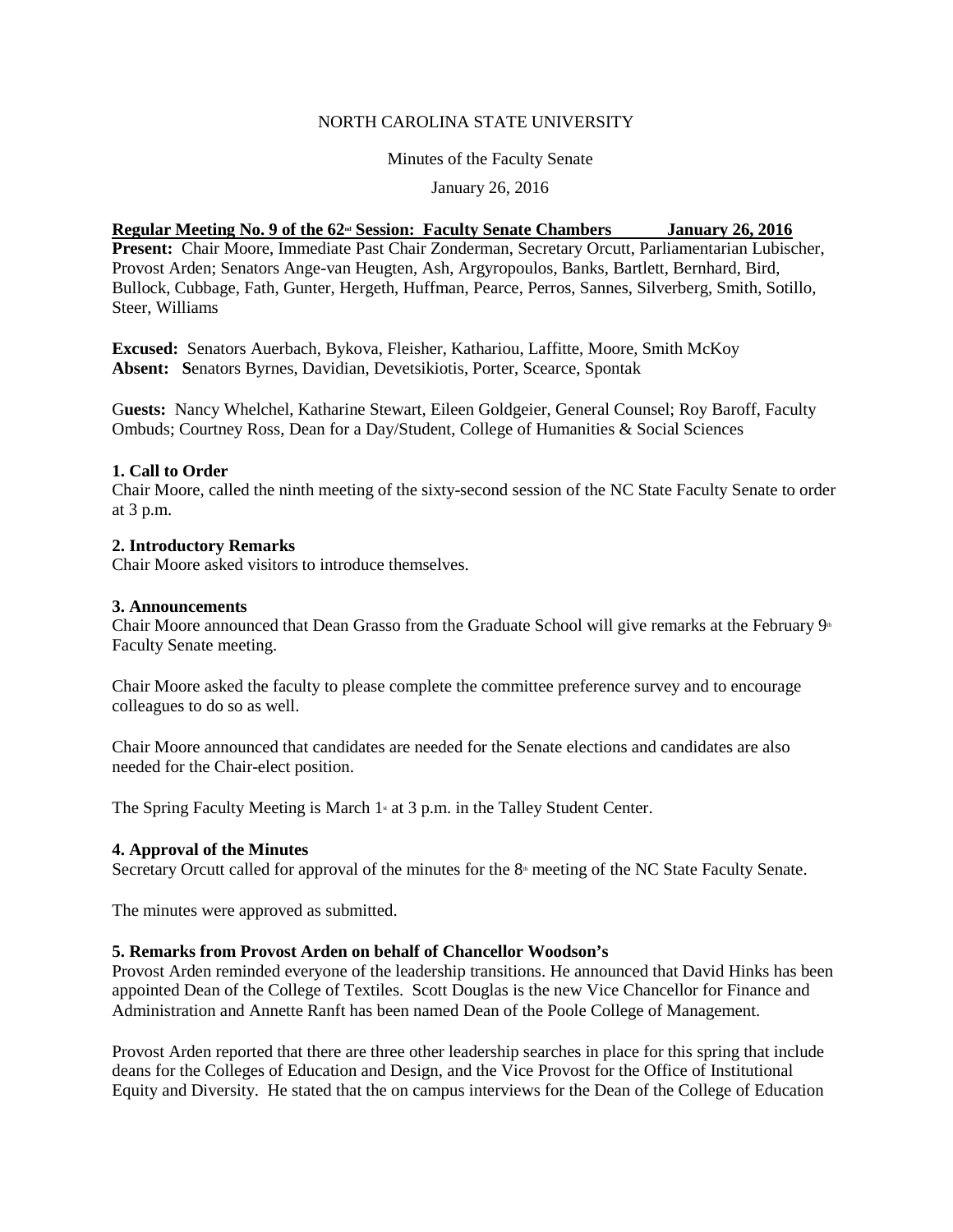NORTH CAROLINA STATE UNIVERSITY

Minutes of the Faculty Senate

January 26, 2016

**Regular Meeting No. 9 of the 62nd Session: Faculty Senate Chambers January 26, 2016**

**Present:** Chair Moore, Immediate Past Chair Zonderman, Secretary Orcutt, Parliamentarian Lubischer, Provost Arden; Senators Ange-van Heugten, Ash, Argyropoulos, Banks, Bartlett, Bernhard, Bird, Bullock, Cubbage, Fath, Gunter, Hergeth, Huffman, Pearce, Perros, Sannes, Silverberg, Smith, Sotillo, Steer, Williams

**Excused:** Senators Auerbach, Bykova, Fleisher, Kathariou, Laffitte, Moore, Smith McKoy
**Absent:** Senators Byrnes, Davidian, Devetsikiotis, Porter, Scearce, Spontak

**Guests:** Nancy Whelchel, Katharine Stewart, Eileen Goldgeier, General Counsel; Roy Baroff, Faculty Ombuds; Courtney Ross, Dean for a Day/Student, College of Humanities & Social Sciences

**1. Call to Order**
Chair Moore, called the ninth meeting of the sixty-second session of the NC State Faculty Senate to order at 3 p.m.

**2. Introductory Remarks**
Chair Moore asked visitors to introduce themselves.

**3. Announcements**
Chair Moore announced that Dean Grasso from the Graduate School will give remarks at the February 9th Faculty Senate meeting.

Chair Moore asked the faculty to please complete the committee preference survey and to encourage colleagues to do so as well.

Chair Moore announced that candidates are needed for the Senate elections and candidates are also needed for the Chair-elect position.

The Spring Faculty Meeting is March 1st at 3 p.m. in the Talley Student Center.

**4. Approval of the Minutes**
Secretary Orcutt called for approval of the minutes for the 8th meeting of the NC State Faculty Senate.

The minutes were approved as submitted.

**5. Remarks from Provost Arden on behalf of Chancellor Woodson's**
Provost Arden reminded everyone of the leadership transitions. He announced that David Hinks has been appointed Dean of the College of Textiles. Scott Douglas is the new Vice Chancellor for Finance and Administration and Annette Ranft has been named Dean of the Poole College of Management.

Provost Arden reported that there are three other leadership searches in place for this spring that include deans for the Colleges of Education and Design, and the Vice Provost for the Office of Institutional Equity and Diversity. He stated that the on campus interviews for the Dean of the College of Education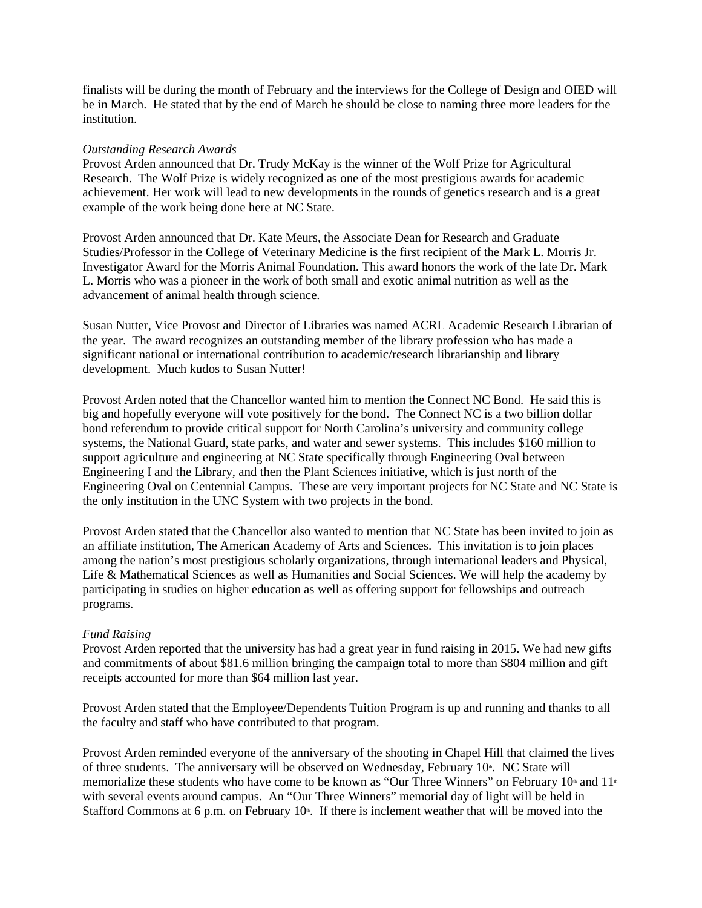finalists will be during the month of February and the interviews for the College of Design and OIED will be in March. He stated that by the end of March he should be close to naming three more leaders for the institution.

*Outstanding Research Awards*

Provost Arden announced that Dr. Trudy McKay is the winner of the Wolf Prize for Agricultural Research. The Wolf Prize is widely recognized as one of the most prestigious awards for academic achievement. Her work will lead to new developments in the rounds of genetics research and is a great example of the work being done here at NC State.

Provost Arden announced that Dr. Kate Meurs, the Associate Dean for Research and Graduate Studies/Professor in the College of Veterinary Medicine is the first recipient of the Mark L. Morris Jr. Investigator Award for the Morris Animal Foundation. This award honors the work of the late Dr. Mark L. Morris who was a pioneer in the work of both small and exotic animal nutrition as well as the advancement of animal health through science.

Susan Nutter, Vice Provost and Director of Libraries was named ACRL Academic Research Librarian of the year. The award recognizes an outstanding member of the library profession who has made a significant national or international contribution to academic/research librarianship and library development. Much kudos to Susan Nutter!

Provost Arden noted that the Chancellor wanted him to mention the Connect NC Bond. He said this is big and hopefully everyone will vote positively for the bond. The Connect NC is a two billion dollar bond referendum to provide critical support for North Carolina's university and community college systems, the National Guard, state parks, and water and sewer systems. This includes $160 million to support agriculture and engineering at NC State specifically through Engineering Oval between Engineering I and the Library, and then the Plant Sciences initiative, which is just north of the Engineering Oval on Centennial Campus. These are very important projects for NC State and NC State is the only institution in the UNC System with two projects in the bond.

Provost Arden stated that the Chancellor also wanted to mention that NC State has been invited to join as an affiliate institution, The American Academy of Arts and Sciences. This invitation is to join places among the nation's most prestigious scholarly organizations, through international leaders and Physical, Life & Mathematical Sciences as well as Humanities and Social Sciences. We will help the academy by participating in studies on higher education as well as offering support for fellowships and outreach programs.

*Fund Raising*

Provost Arden reported that the university has had a great year in fund raising in 2015. We had new gifts and commitments of about $81.6 million bringing the campaign total to more than $804 million and gift receipts accounted for more than $64 million last year.

Provost Arden stated that the Employee/Dependents Tuition Program is up and running and thanks to all the faculty and staff who have contributed to that program.

Provost Arden reminded everyone of the anniversary of the shooting in Chapel Hill that claimed the lives of three students. The anniversary will be observed on Wednesday, February 10th. NC State will memorialize these students who have come to be known as "Our Three Winners" on February 10th and 11th with several events around campus. An "Our Three Winners" memorial day of light will be held in Stafford Commons at 6 p.m. on February 10th. If there is inclement weather that will be moved into the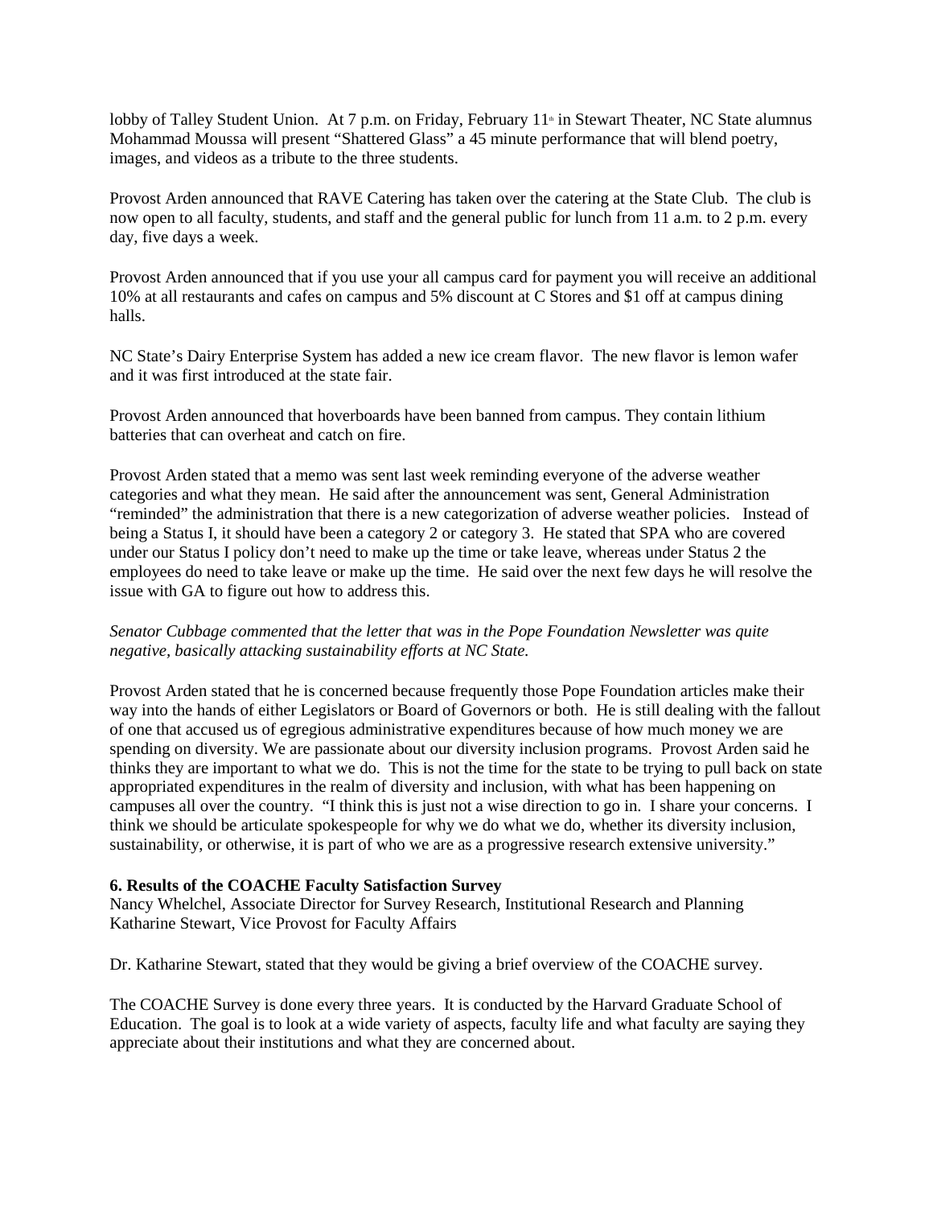lobby of Talley Student Union. At 7 p.m. on Friday, February 11th in Stewart Theater, NC State alumnus Mohammad Moussa will present "Shattered Glass" a 45 minute performance that will blend poetry, images, and videos as a tribute to the three students.

Provost Arden announced that RAVE Catering has taken over the catering at the State Club. The club is now open to all faculty, students, and staff and the general public for lunch from 11 a.m. to 2 p.m. every day, five days a week.

Provost Arden announced that if you use your all campus card for payment you will receive an additional 10% at all restaurants and cafes on campus and 5% discount at C Stores and $1 off at campus dining halls.

NC State's Dairy Enterprise System has added a new ice cream flavor. The new flavor is lemon wafer and it was first introduced at the state fair.

Provost Arden announced that hoverboards have been banned from campus. They contain lithium batteries that can overheat and catch on fire.

Provost Arden stated that a memo was sent last week reminding everyone of the adverse weather categories and what they mean. He said after the announcement was sent, General Administration "reminded" the administration that there is a new categorization of adverse weather policies. Instead of being a Status I, it should have been a category 2 or category 3. He stated that SPA who are covered under our Status I policy don't need to make up the time or take leave, whereas under Status 2 the employees do need to take leave or make up the time. He said over the next few days he will resolve the issue with GA to figure out how to address this.

*Senator Cubbage commented that the letter that was in the Pope Foundation Newsletter was quite negative, basically attacking sustainability efforts at NC State.*

Provost Arden stated that he is concerned because frequently those Pope Foundation articles make their way into the hands of either Legislators or Board of Governors or both. He is still dealing with the fallout of one that accused us of egregious administrative expenditures because of how much money we are spending on diversity. We are passionate about our diversity inclusion programs. Provost Arden said he thinks they are important to what we do. This is not the time for the state to be trying to pull back on state appropriated expenditures in the realm of diversity and inclusion, with what has been happening on campuses all over the country. "I think this is just not a wise direction to go in. I share your concerns. I think we should be articulate spokespeople for why we do what we do, whether its diversity inclusion, sustainability, or otherwise, it is part of who we are as a progressive research extensive university."

**6. Results of the COACHE Faculty Satisfaction Survey**
Nancy Whelchel, Associate Director for Survey Research, Institutional Research and Planning
Katharine Stewart, Vice Provost for Faculty Affairs

Dr. Katharine Stewart, stated that they would be giving a brief overview of the COACHE survey.

The COACHE Survey is done every three years. It is conducted by the Harvard Graduate School of Education. The goal is to look at a wide variety of aspects, faculty life and what faculty are saying they appreciate about their institutions and what they are concerned about.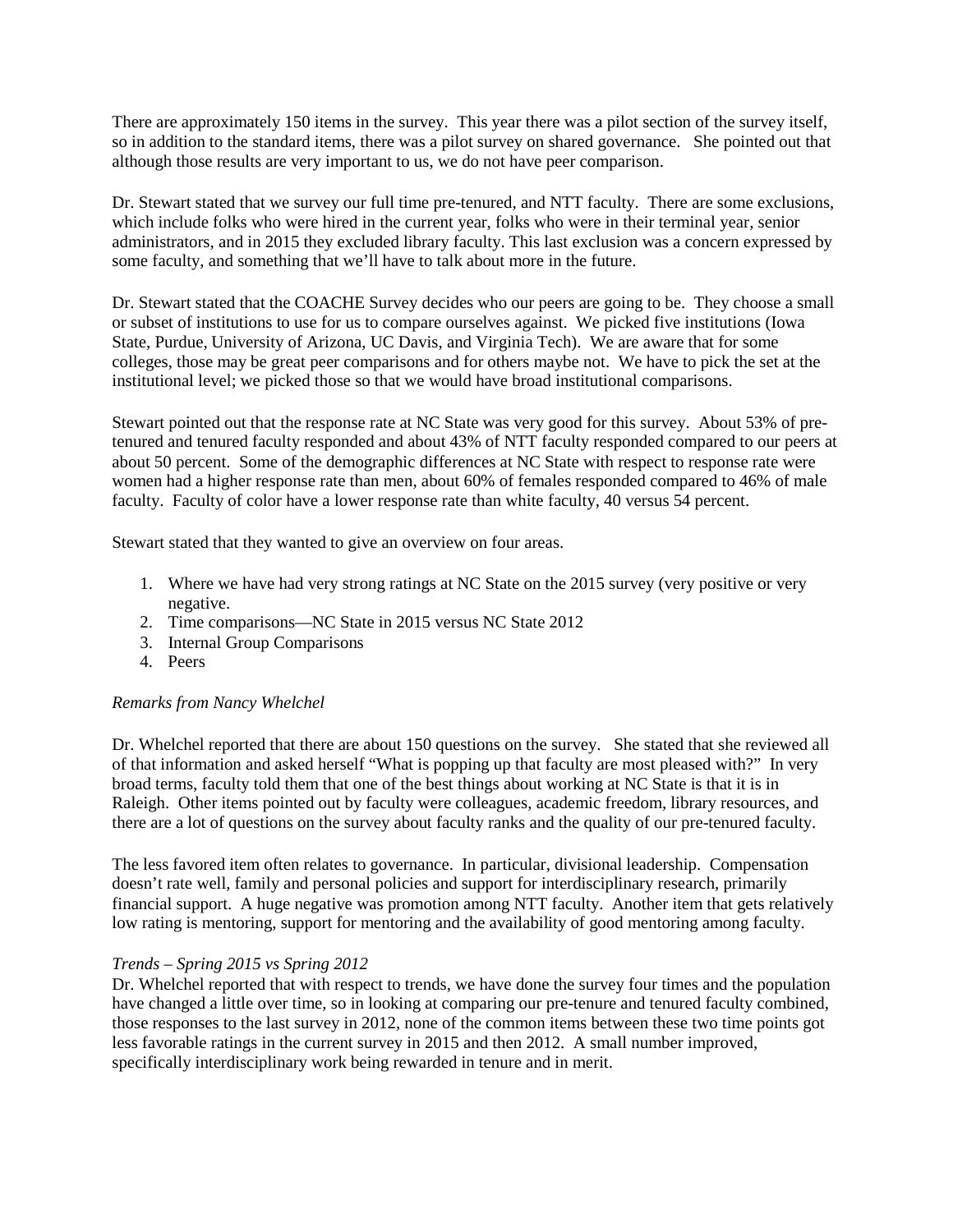There are approximately 150 items in the survey. This year there was a pilot section of the survey itself, so in addition to the standard items, there was a pilot survey on shared governance. She pointed out that although those results are very important to us, we do not have peer comparison.

Dr. Stewart stated that we survey our full time pre-tenured, and NTT faculty. There are some exclusions, which include folks who were hired in the current year, folks who were in their terminal year, senior administrators, and in 2015 they excluded library faculty. This last exclusion was a concern expressed by some faculty, and something that we'll have to talk about more in the future.

Dr. Stewart stated that the COACHE Survey decides who our peers are going to be. They choose a small or subset of institutions to use for us to compare ourselves against. We picked five institutions (Iowa State, Purdue, University of Arizona, UC Davis, and Virginia Tech). We are aware that for some colleges, those may be great peer comparisons and for others maybe not. We have to pick the set at the institutional level; we picked those so that we would have broad institutional comparisons.

Stewart pointed out that the response rate at NC State was very good for this survey. About 53% of pre-tenured and tenured faculty responded and about 43% of NTT faculty responded compared to our peers at about 50 percent. Some of the demographic differences at NC State with respect to response rate were women had a higher response rate than men, about 60% of females responded compared to 46% of male faculty. Faculty of color have a lower response rate than white faculty, 40 versus 54 percent.

Stewart stated that they wanted to give an overview on four areas.

1. Where we have had very strong ratings at NC State on the 2015 survey (very positive or very negative.
2. Time comparisons—NC State in 2015 versus NC State 2012
3. Internal Group Comparisons
4. Peers

*Remarks from Nancy Whelchel*

Dr. Whelchel reported that there are about 150 questions on the survey. She stated that she reviewed all of that information and asked herself "What is popping up that faculty are most pleased with?" In very broad terms, faculty told them that one of the best things about working at NC State is that it is in Raleigh. Other items pointed out by faculty were colleagues, academic freedom, library resources, and there are a lot of questions on the survey about faculty ranks and the quality of our pre-tenured faculty.

The less favored item often relates to governance. In particular, divisional leadership. Compensation doesn't rate well, family and personal policies and support for interdisciplinary research, primarily financial support. A huge negative was promotion among NTT faculty. Another item that gets relatively low rating is mentoring, support for mentoring and the availability of good mentoring among faculty.

*Trends – Spring 2015 vs Spring 2012*

Dr. Whelchel reported that with respect to trends, we have done the survey four times and the population have changed a little over time, so in looking at comparing our pre-tenure and tenured faculty combined, those responses to the last survey in 2012, none of the common items between these two time points got less favorable ratings in the current survey in 2015 and then 2012. A small number improved, specifically interdisciplinary work being rewarded in tenure and in merit.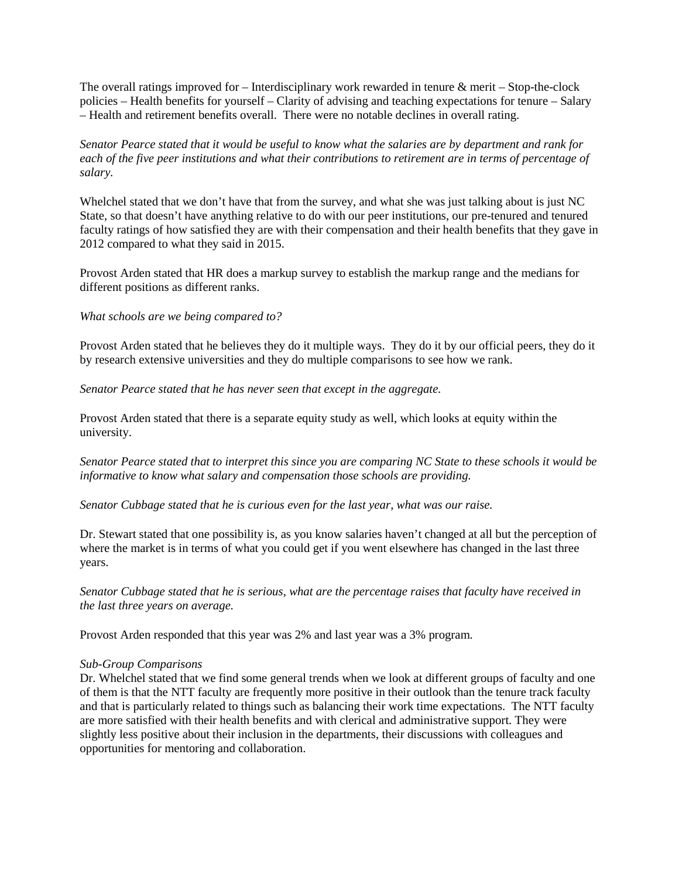The overall ratings improved for – Interdisciplinary work rewarded in tenure & merit – Stop-the-clock policies – Health benefits for yourself – Clarity of advising and teaching expectations for tenure – Salary – Health and retirement benefits overall. There were no notable declines in overall rating.

*Senator Pearce stated that it would be useful to know what the salaries are by department and rank for each of the five peer institutions and what their contributions to retirement are in terms of percentage of salary.*

Whelchel stated that we don't have that from the survey, and what she was just talking about is just NC State, so that doesn't have anything relative to do with our peer institutions, our pre-tenured and tenured faculty ratings of how satisfied they are with their compensation and their health benefits that they gave in 2012 compared to what they said in 2015.

Provost Arden stated that HR does a markup survey to establish the markup range and the medians for different positions as different ranks.

*What schools are we being compared to?*

Provost Arden stated that he believes they do it multiple ways. They do it by our official peers, they do it by research extensive universities and they do multiple comparisons to see how we rank.

*Senator Pearce stated that he has never seen that except in the aggregate.*

Provost Arden stated that there is a separate equity study as well, which looks at equity within the university.

*Senator Pearce stated that to interpret this since you are comparing NC State to these schools it would be informative to know what salary and compensation those schools are providing.*

*Senator Cubbage stated that he is curious even for the last year, what was our raise.*

Dr. Stewart stated that one possibility is, as you know salaries haven't changed at all but the perception of where the market is in terms of what you could get if you went elsewhere has changed in the last three years.

*Senator Cubbage stated that he is serious, what are the percentage raises that faculty have received in the last three years on average.*

Provost Arden responded that this year was 2% and last year was a 3% program.

*Sub-Group Comparisons*
Dr. Whelchel stated that we find some general trends when we look at different groups of faculty and one of them is that the NTT faculty are frequently more positive in their outlook than the tenure track faculty and that is particularly related to things such as balancing their work time expectations. The NTT faculty are more satisfied with their health benefits and with clerical and administrative support. They were slightly less positive about their inclusion in the departments, their discussions with colleagues and opportunities for mentoring and collaboration.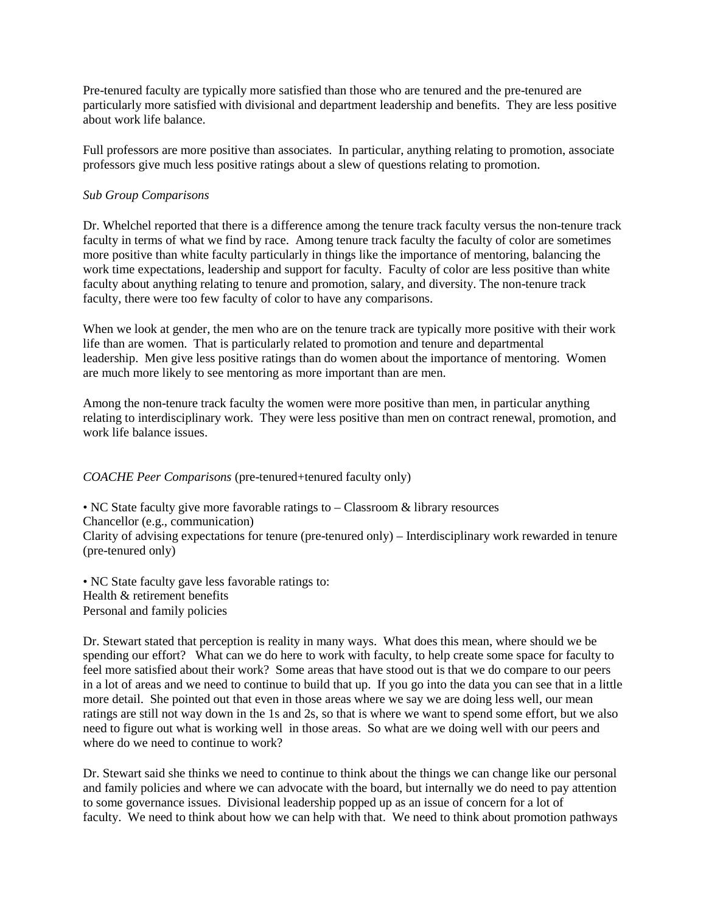Pre-tenured faculty are typically more satisfied than those who are tenured and the pre-tenured are particularly more satisfied with divisional and department leadership and benefits. They are less positive about work life balance.

Full professors are more positive than associates. In particular, anything relating to promotion, associate professors give much less positive ratings about a slew of questions relating to promotion.

*Sub Group Comparisons*

Dr. Whelchel reported that there is a difference among the tenure track faculty versus the non-tenure track faculty in terms of what we find by race. Among tenure track faculty the faculty of color are sometimes more positive than white faculty particularly in things like the importance of mentoring, balancing the work time expectations, leadership and support for faculty. Faculty of color are less positive than white faculty about anything relating to tenure and promotion, salary, and diversity. The non-tenure track faculty, there were too few faculty of color to have any comparisons.

When we look at gender, the men who are on the tenure track are typically more positive with their work life than are women. That is particularly related to promotion and tenure and departmental leadership. Men give less positive ratings than do women about the importance of mentoring. Women are much more likely to see mentoring as more important than are men.

Among the non-tenure track faculty the women were more positive than men, in particular anything relating to interdisciplinary work. They were less positive than men on contract renewal, promotion, and work life balance issues.

*COACHE Peer Comparisons* (pre-tenured+tenured faculty only)

• NC State faculty give more favorable ratings to – Classroom & library resources
Chancellor (e.g., communication)
Clarity of advising expectations for tenure (pre-tenured only) – Interdisciplinary work rewarded in tenure (pre-tenured only)

• NC State faculty gave less favorable ratings to:
Health & retirement benefits
Personal and family policies

Dr. Stewart stated that perception is reality in many ways. What does this mean, where should we be spending our effort? What can we do here to work with faculty, to help create some space for faculty to feel more satisfied about their work? Some areas that have stood out is that we do compare to our peers in a lot of areas and we need to continue to build that up. If you go into the data you can see that in a little more detail. She pointed out that even in those areas where we say we are doing less well, our mean ratings are still not way down in the 1s and 2s, so that is where we want to spend some effort, but we also need to figure out what is working well in those areas. So what are we doing well with our peers and where do we need to continue to work?

Dr. Stewart said she thinks we need to continue to think about the things we can change like our personal and family policies and where we can advocate with the board, but internally we do need to pay attention to some governance issues. Divisional leadership popped up as an issue of concern for a lot of faculty. We need to think about how we can help with that. We need to think about promotion pathways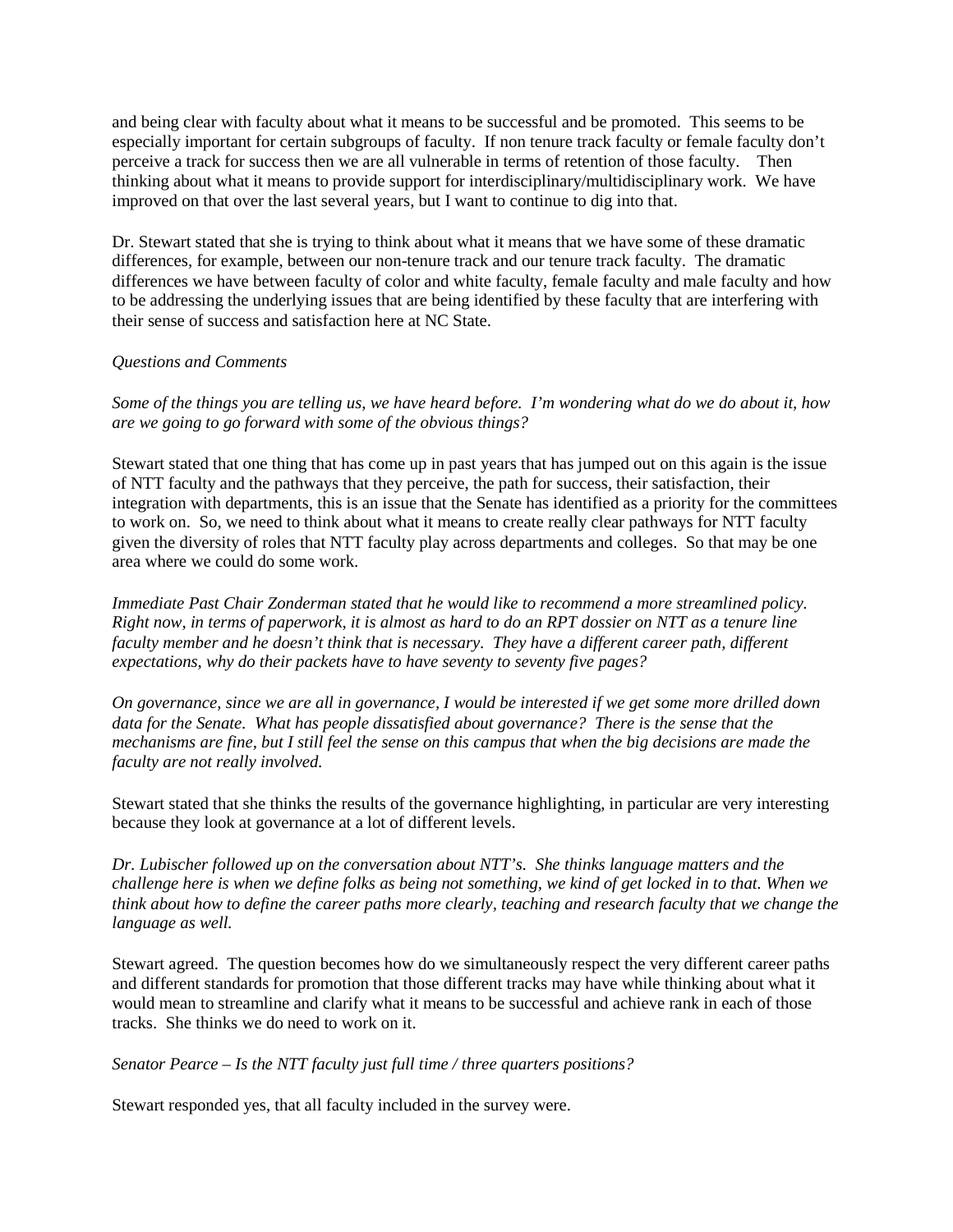and being clear with faculty about what it means to be successful and be promoted. This seems to be especially important for certain subgroups of faculty. If non tenure track faculty or female faculty don't perceive a track for success then we are all vulnerable in terms of retention of those faculty. Then thinking about what it means to provide support for interdisciplinary/multidisciplinary work. We have improved on that over the last several years, but I want to continue to dig into that.

Dr. Stewart stated that she is trying to think about what it means that we have some of these dramatic differences, for example, between our non-tenure track and our tenure track faculty. The dramatic differences we have between faculty of color and white faculty, female faculty and male faculty and how to be addressing the underlying issues that are being identified by these faculty that are interfering with their sense of success and satisfaction here at NC State.

*Questions and Comments*

*Some of the things you are telling us, we have heard before. I'm wondering what do we do about it, how are we going to go forward with some of the obvious things?*

Stewart stated that one thing that has come up in past years that has jumped out on this again is the issue of NTT faculty and the pathways that they perceive, the path for success, their satisfaction, their integration with departments, this is an issue that the Senate has identified as a priority for the committees to work on. So, we need to think about what it means to create really clear pathways for NTT faculty given the diversity of roles that NTT faculty play across departments and colleges. So that may be one area where we could do some work.

*Immediate Past Chair Zonderman stated that he would like to recommend a more streamlined policy. Right now, in terms of paperwork, it is almost as hard to do an RPT dossier on NTT as a tenure line faculty member and he doesn't think that is necessary. They have a different career path, different expectations, why do their packets have to have seventy to seventy five pages?*

*On governance, since we are all in governance, I would be interested if we get some more drilled down data for the Senate. What has people dissatisfied about governance? There is the sense that the mechanisms are fine, but I still feel the sense on this campus that when the big decisions are made the faculty are not really involved.*

Stewart stated that she thinks the results of the governance highlighting, in particular are very interesting because they look at governance at a lot of different levels.

*Dr. Lubischer followed up on the conversation about NTT's. She thinks language matters and the challenge here is when we define folks as being not something, we kind of get locked in to that. When we think about how to define the career paths more clearly, teaching and research faculty that we change the language as well.*

Stewart agreed. The question becomes how do we simultaneously respect the very different career paths and different standards for promotion that those different tracks may have while thinking about what it would mean to streamline and clarify what it means to be successful and achieve rank in each of those tracks. She thinks we do need to work on it.

*Senator Pearce – Is the NTT faculty just full time / three quarters positions?*

Stewart responded yes, that all faculty included in the survey were.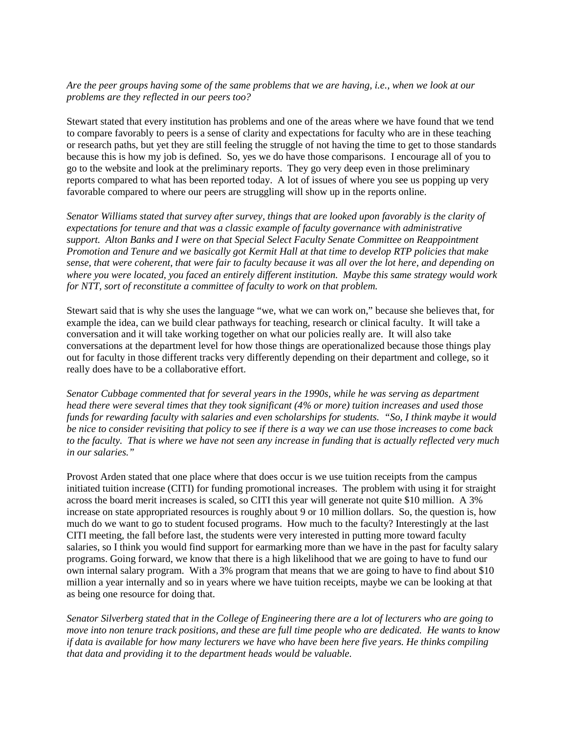*Are the peer groups having some of the same problems that we are having, i.e., when we look at our problems are they reflected in our peers too?*

Stewart stated that every institution has problems and one of the areas where we have found that we tend to compare favorably to peers is a sense of clarity and expectations for faculty who are in these teaching or research paths, but yet they are still feeling the struggle of not having the time to get to those standards because this is how my job is defined. So, yes we do have those comparisons. I encourage all of you to go to the website and look at the preliminary reports. They go very deep even in those preliminary reports compared to what has been reported today. A lot of issues of where you see us popping up very favorable compared to where our peers are struggling will show up in the reports online.

*Senator Williams stated that survey after survey, things that are looked upon favorably is the clarity of expectations for tenure and that was a classic example of faculty governance with administrative support. Alton Banks and I were on that Special Select Faculty Senate Committee on Reappointment Promotion and Tenure and we basically got Kermit Hall at that time to develop RTP policies that make sense, that were coherent, that were fair to faculty because it was all over the lot here, and depending on where you were located, you faced an entirely different institution. Maybe this same strategy would work for NTT, sort of reconstitute a committee of faculty to work on that problem.*

Stewart said that is why she uses the language "we, what we can work on," because she believes that, for example the idea, can we build clear pathways for teaching, research or clinical faculty. It will take a conversation and it will take working together on what our policies really are. It will also take conversations at the department level for how those things are operationalized because those things play out for faculty in those different tracks very differently depending on their department and college, so it really does have to be a collaborative effort.

*Senator Cubbage commented that for several years in the 1990s, while he was serving as department head there were several times that they took significant (4% or more) tuition increases and used those funds for rewarding faculty with salaries and even scholarships for students. "So, I think maybe it would be nice to consider revisiting that policy to see if there is a way we can use those increases to come back to the faculty. That is where we have not seen any increase in funding that is actually reflected very much in our salaries."*

Provost Arden stated that one place where that does occur is we use tuition receipts from the campus initiated tuition increase (CITI) for funding promotional increases. The problem with using it for straight across the board merit increases is scaled, so CITI this year will generate not quite $10 million. A 3% increase on state appropriated resources is roughly about 9 or 10 million dollars. So, the question is, how much do we want to go to student focused programs. How much to the faculty? Interestingly at the last CITI meeting, the fall before last, the students were very interested in putting more toward faculty salaries, so I think you would find support for earmarking more than we have in the past for faculty salary programs. Going forward, we know that there is a high likelihood that we are going to have to fund our own internal salary program. With a 3% program that means that we are going to have to find about $10 million a year internally and so in years where we have tuition receipts, maybe we can be looking at that as being one resource for doing that.

*Senator Silverberg stated that in the College of Engineering there are a lot of lecturers who are going to move into non tenure track positions, and these are full time people who are dedicated. He wants to know if data is available for how many lecturers we have who have been here five years. He thinks compiling that data and providing it to the department heads would be valuable.*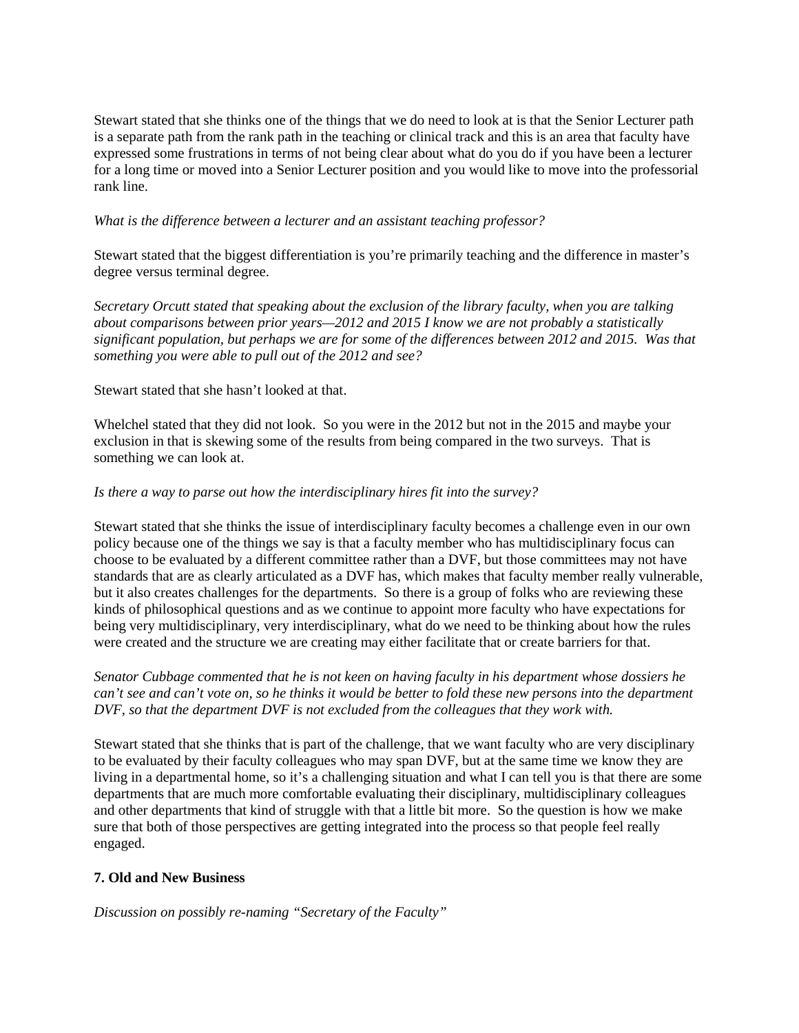Stewart stated that she thinks one of the things that we do need to look at is that the Senior Lecturer path is a separate path from the rank path in the teaching or clinical track and this is an area that faculty have expressed some frustrations in terms of not being clear about what do you do if you have been a lecturer for a long time or moved into a Senior Lecturer position and you would like to move into the professorial rank line.

*What is the difference between a lecturer and an assistant teaching professor?*

Stewart stated that the biggest differentiation is you're primarily teaching and the difference in master's degree versus terminal degree.

*Secretary Orcutt stated that speaking about the exclusion of the library faculty, when you are talking about comparisons between prior years—2012 and 2015 I know we are not probably a statistically significant population, but perhaps we are for some of the differences between 2012 and 2015. Was that something you were able to pull out of the 2012 and see?*

Stewart stated that she hasn't looked at that.

Whelchel stated that they did not look. So you were in the 2012 but not in the 2015 and maybe your exclusion in that is skewing some of the results from being compared in the two surveys. That is something we can look at.

*Is there a way to parse out how the interdisciplinary hires fit into the survey?*

Stewart stated that she thinks the issue of interdisciplinary faculty becomes a challenge even in our own policy because one of the things we say is that a faculty member who has multidisciplinary focus can choose to be evaluated by a different committee rather than a DVF, but those committees may not have standards that are as clearly articulated as a DVF has, which makes that faculty member really vulnerable, but it also creates challenges for the departments. So there is a group of folks who are reviewing these kinds of philosophical questions and as we continue to appoint more faculty who have expectations for being very multidisciplinary, very interdisciplinary, what do we need to be thinking about how the rules were created and the structure we are creating may either facilitate that or create barriers for that.

*Senator Cubbage commented that he is not keen on having faculty in his department whose dossiers he can't see and can't vote on, so he thinks it would be better to fold these new persons into the department DVF, so that the department DVF is not excluded from the colleagues that they work with.*

Stewart stated that she thinks that is part of the challenge, that we want faculty who are very disciplinary to be evaluated by their faculty colleagues who may span DVF, but at the same time we know they are living in a departmental home, so it's a challenging situation and what I can tell you is that there are some departments that are much more comfortable evaluating their disciplinary, multidisciplinary colleagues and other departments that kind of struggle with that a little bit more. So the question is how we make sure that both of those perspectives are getting integrated into the process so that people feel really engaged.

**7. Old and New Business**

*Discussion on possibly re-naming "Secretary of the Faculty"*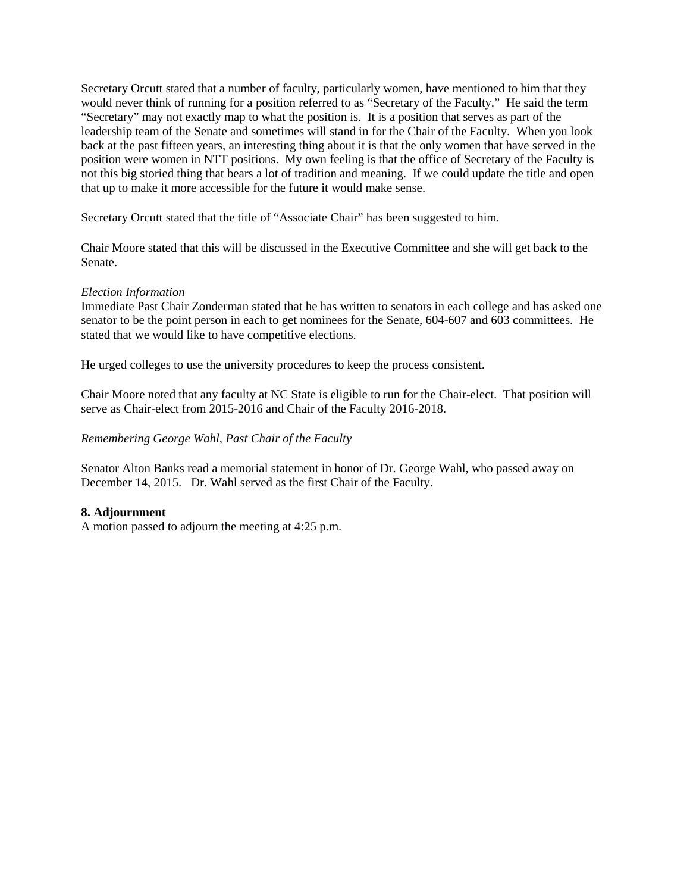Secretary Orcutt stated that a number of faculty, particularly women, have mentioned to him that they would never think of running for a position referred to as "Secretary of the Faculty." He said the term "Secretary" may not exactly map to what the position is. It is a position that serves as part of the leadership team of the Senate and sometimes will stand in for the Chair of the Faculty. When you look back at the past fifteen years, an interesting thing about it is that the only women that have served in the position were women in NTT positions. My own feeling is that the office of Secretary of the Faculty is not this big storied thing that bears a lot of tradition and meaning. If we could update the title and open that up to make it more accessible for the future it would make sense.

Secretary Orcutt stated that the title of "Associate Chair" has been suggested to him.

Chair Moore stated that this will be discussed in the Executive Committee and she will get back to the Senate.

*Election Information*

Immediate Past Chair Zonderman stated that he has written to senators in each college and has asked one senator to be the point person in each to get nominees for the Senate, 604-607 and 603 committees. He stated that we would like to have competitive elections.

He urged colleges to use the university procedures to keep the process consistent.

Chair Moore noted that any faculty at NC State is eligible to run for the Chair-elect. That position will serve as Chair-elect from 2015-2016 and Chair of the Faculty 2016-2018.

*Remembering George Wahl, Past Chair of the Faculty*

Senator Alton Banks read a memorial statement in honor of Dr. George Wahl, who passed away on December 14, 2015. Dr. Wahl served as the first Chair of the Faculty.

**8. Adjournment**

A motion passed to adjourn the meeting at 4:25 p.m.